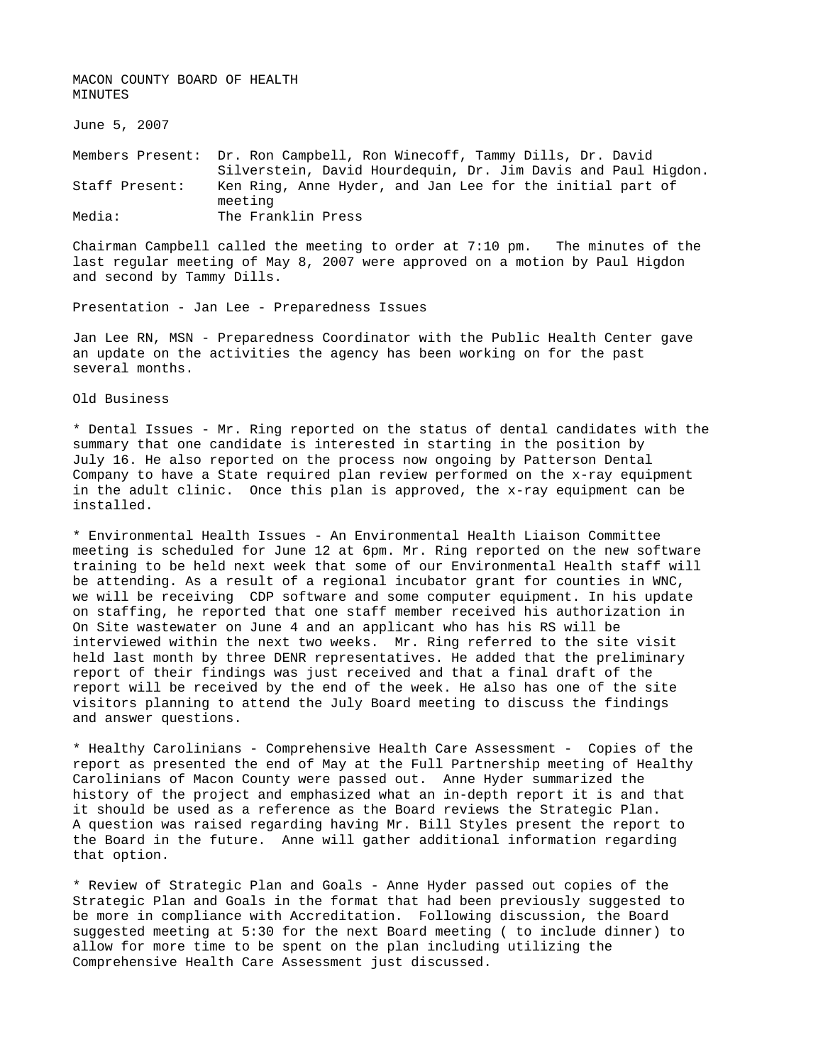MACON COUNTY BOARD OF HEALTH
MINUTES

June 5, 2007

| | |
|---|---|
| Members Present: | Dr. Ron Campbell, Ron Winecoff, Tammy Dills, Dr. David Silverstein, David Hourdequin, Dr. Jim Davis and Paul Higdon. |
| Staff Present: | Ken Ring, Anne Hyder, and Jan Lee for the initial part of meeting |
| Media: | The Franklin Press |

Chairman Campbell called the meeting to order at 7:10 pm. The minutes of the last regular meeting of May 8, 2007 were approved on a motion by Paul Higdon and second by Tammy Dills.

Presentation - Jan Lee - Preparedness Issues

Jan Lee RN, MSN - Preparedness Coordinator with the Public Health Center gave an update on the activities the agency has been working on for the past several months.

Old Business

* Dental Issues - Mr. Ring reported on the status of dental candidates with the summary that one candidate is interested in starting in the position by July 16. He also reported on the process now ongoing by Patterson Dental Company to have a State required plan review performed on the x-ray equipment in the adult clinic. Once this plan is approved, the x-ray equipment can be installed.

* Environmental Health Issues - An Environmental Health Liaison Committee meeting is scheduled for June 12 at 6pm. Mr. Ring reported on the new software training to be held next week that some of our Environmental Health staff will be attending. As a result of a regional incubator grant for counties in WNC, we will be receiving CDP software and some computer equipment. In his update on staffing, he reported that one staff member received his authorization in On Site wastewater on June 4 and an applicant who has his RS will be interviewed within the next two weeks. Mr. Ring referred to the site visit held last month by three DENR representatives. He added that the preliminary report of their findings was just received and that a final draft of the report will be received by the end of the week. He also has one of the site visitors planning to attend the July Board meeting to discuss the findings and answer questions.

* Healthy Carolinians - Comprehensive Health Care Assessment - Copies of the report as presented the end of May at the Full Partnership meeting of Healthy Carolinians of Macon County were passed out. Anne Hyder summarized the history of the project and emphasized what an in-depth report it is and that it should be used as a reference as the Board reviews the Strategic Plan. A question was raised regarding having Mr. Bill Styles present the report to the Board in the future. Anne will gather additional information regarding that option.

* Review of Strategic Plan and Goals - Anne Hyder passed out copies of the Strategic Plan and Goals in the format that had been previously suggested to be more in compliance with Accreditation. Following discussion, the Board suggested meeting at 5:30 for the next Board meeting ( to include dinner) to allow for more time to be spent on the plan including utilizing the Comprehensive Health Care Assessment just discussed.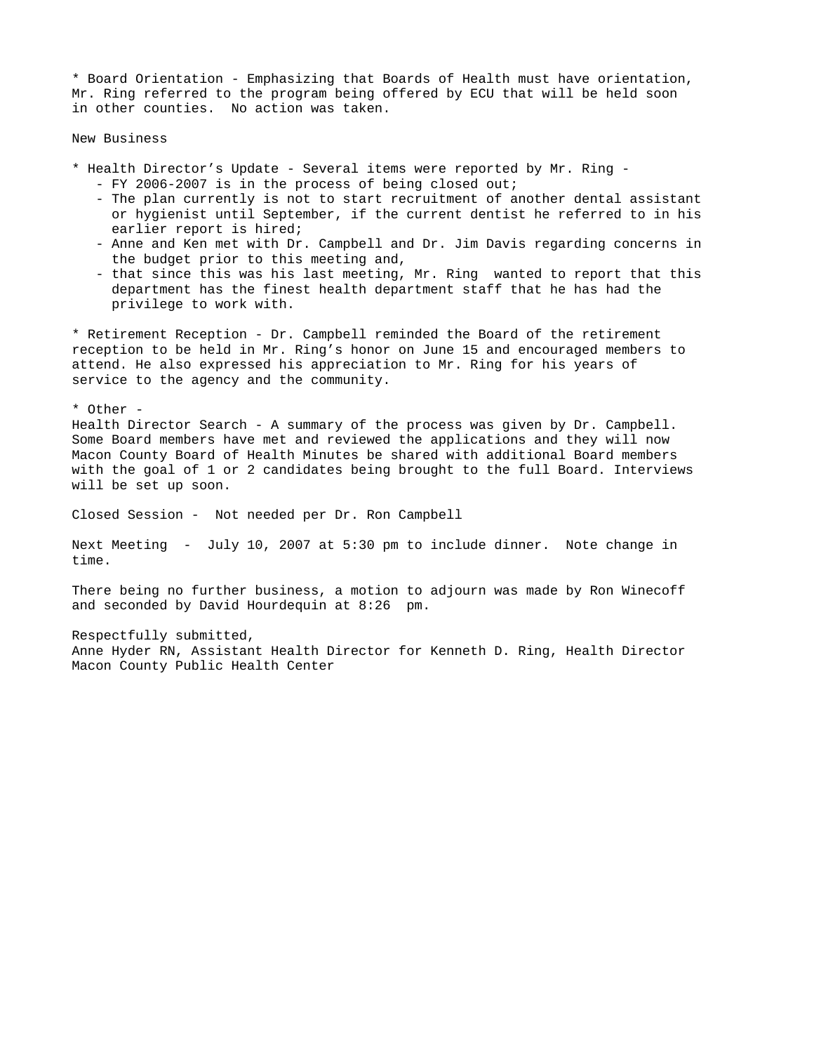* Board Orientation - Emphasizing that Boards of Health must have orientation, Mr. Ring referred to the program being offered by ECU that will be held soon in other counties. No action was taken.

New Business

* Health Director's Update - Several items were reported by Mr. Ring -
  - FY 2006-2007 is in the process of being closed out;
  - The plan currently is not to start recruitment of another dental assistant or hygienist until September, if the current dentist he referred to in his earlier report is hired;
  - Anne and Ken met with Dr. Campbell and Dr. Jim Davis regarding concerns in the budget prior to this meeting and,
  - that since this was his last meeting, Mr. Ring wanted to report that this department has the finest health department staff that he has had the privilege to work with.

* Retirement Reception - Dr. Campbell reminded the Board of the retirement reception to be held in Mr. Ring's honor on June 15 and encouraged members to attend. He also expressed his appreciation to Mr. Ring for his years of service to the agency and the community.

* Other -
Health Director Search - A summary of the process was given by Dr. Campbell. Some Board members have met and reviewed the applications and they will now Macon County Board of Health Minutes be shared with additional Board members with the goal of 1 or 2 candidates being brought to the full Board. Interviews will be set up soon.

Closed Session - Not needed per Dr. Ron Campbell

Next Meeting - July 10, 2007 at 5:30 pm to include dinner. Note change in time.

There being no further business, a motion to adjourn was made by Ron Winecoff and seconded by David Hourdequin at 8:26 pm.

Respectfully submitted,
Anne Hyder RN, Assistant Health Director for Kenneth D. Ring, Health Director
Macon County Public Health Center